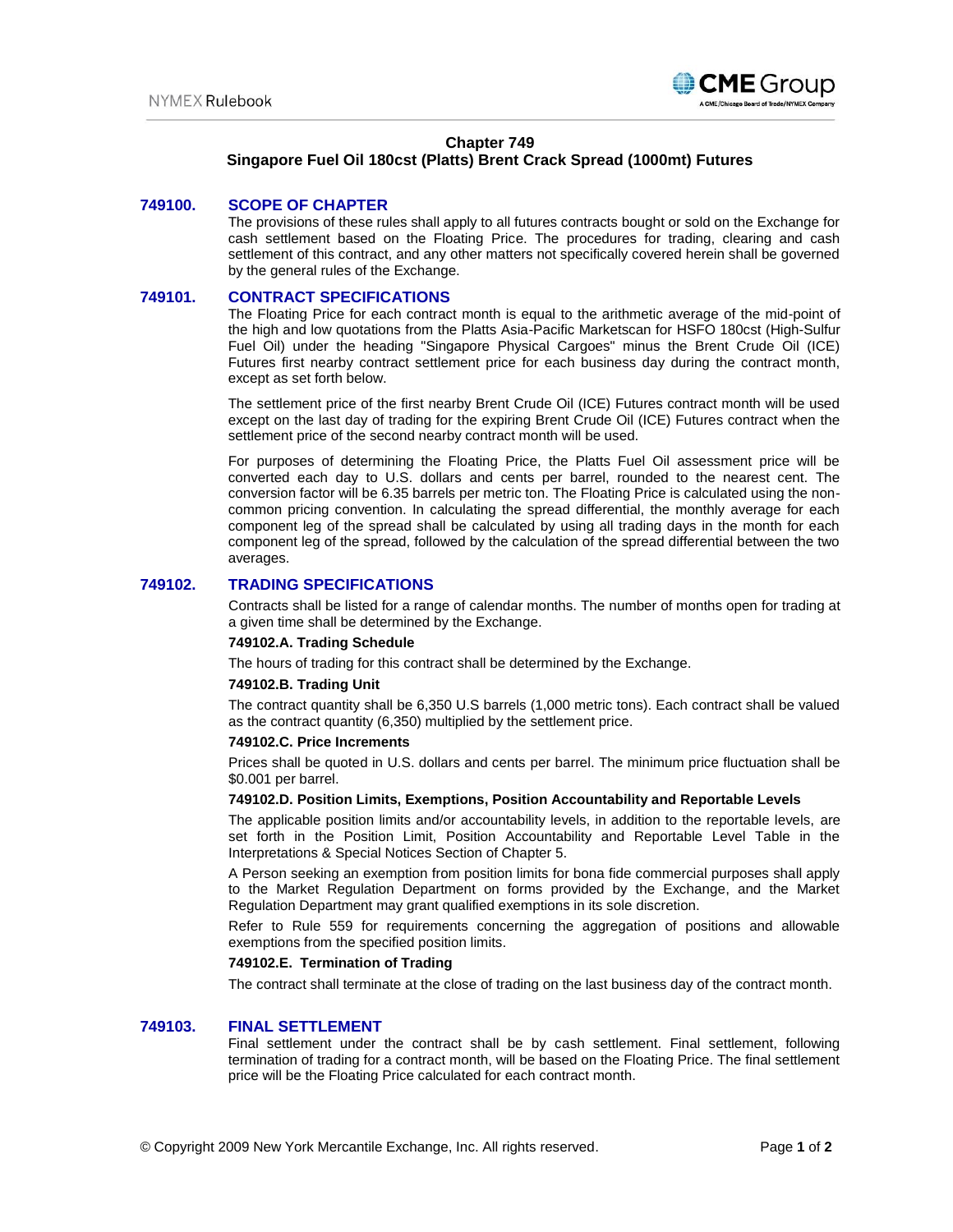# Chapter 749
## Singapore Fuel Oil 180cst (Platts) Brent Crack Spread (1000mt) Futures

### 749100. SCOPE OF CHAPTER

The provisions of these rules shall apply to all futures contracts bought or sold on the Exchange for cash settlement based on the Floating Price. The procedures for trading, clearing and cash settlement of this contract, and any other matters not specifically covered herein shall be governed by the general rules of the Exchange.

### 749101. CONTRACT SPECIFICATIONS

The Floating Price for each contract month is equal to the arithmetic average of the mid-point of the high and low quotations from the Platts Asia-Pacific Marketscan for HSFO 180cst (High-Sulfur Fuel Oil) under the heading "Singapore Physical Cargoes" minus the Brent Crude Oil (ICE) Futures first nearby contract settlement price for each business day during the contract month, except as set forth below.

The settlement price of the first nearby Brent Crude Oil (ICE) Futures contract month will be used except on the last day of trading for the expiring Brent Crude Oil (ICE) Futures contract when the settlement price of the second nearby contract month will be used.

For purposes of determining the Floating Price, the Platts Fuel Oil assessment price will be converted each day to U.S. dollars and cents per barrel, rounded to the nearest cent. The conversion factor will be 6.35 barrels per metric ton. The Floating Price is calculated using the non-common pricing convention. In calculating the spread differential, the monthly average for each component leg of the spread shall be calculated by using all trading days in the month for each component leg of the spread, followed by the calculation of the spread differential between the two averages.

### 749102. TRADING SPECIFICATIONS

Contracts shall be listed for a range of calendar months. The number of months open for trading at a given time shall be determined by the Exchange.

**749102.A. Trading Schedule**

The hours of trading for this contract shall be determined by the Exchange.

**749102.B. Trading Unit**

The contract quantity shall be 6,350 U.S barrels (1,000 metric tons). Each contract shall be valued as the contract quantity (6,350) multiplied by the settlement price.

**749102.C. Price Increments**

Prices shall be quoted in U.S. dollars and cents per barrel. The minimum price fluctuation shall be $0.001 per barrel.

**749102.D. Position Limits, Exemptions, Position Accountability and Reportable Levels**

The applicable position limits and/or accountability levels, in addition to the reportable levels, are set forth in the Position Limit, Position Accountability and Reportable Level Table in the Interpretations & Special Notices Section of Chapter 5.

A Person seeking an exemption from position limits for bona fide commercial purposes shall apply to the Market Regulation Department on forms provided by the Exchange, and the Market Regulation Department may grant qualified exemptions in its sole discretion.

Refer to Rule 559 for requirements concerning the aggregation of positions and allowable exemptions from the specified position limits.

**749102.E. Termination of Trading**

The contract shall terminate at the close of trading on the last business day of the contract month.

### 749103. FINAL SETTLEMENT

Final settlement under the contract shall be by cash settlement. Final settlement, following termination of trading for a contract month, will be based on the Floating Price. The final settlement price will be the Floating Price calculated for each contract month.

© Copyright 2009 New York Mercantile Exchange, Inc. All rights reserved.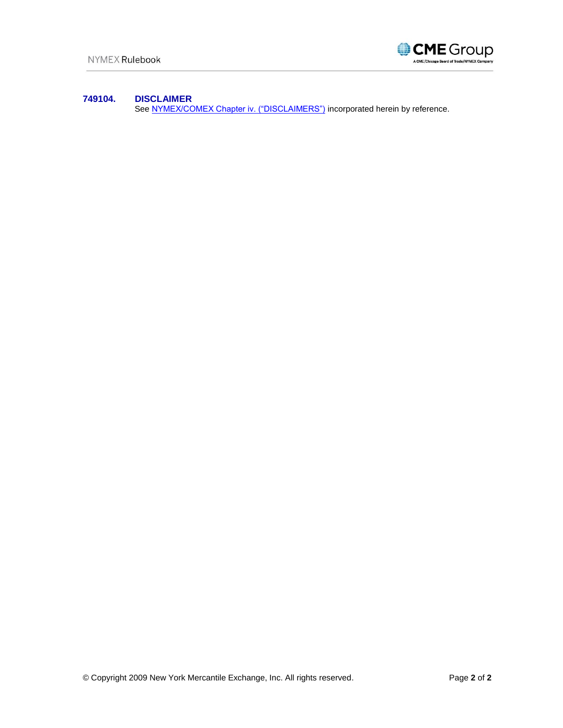### 749104. DISCLAIMER

See NYMEX/COMEX Chapter iv. (“DISCLAIMERS”) incorporated herein by reference.